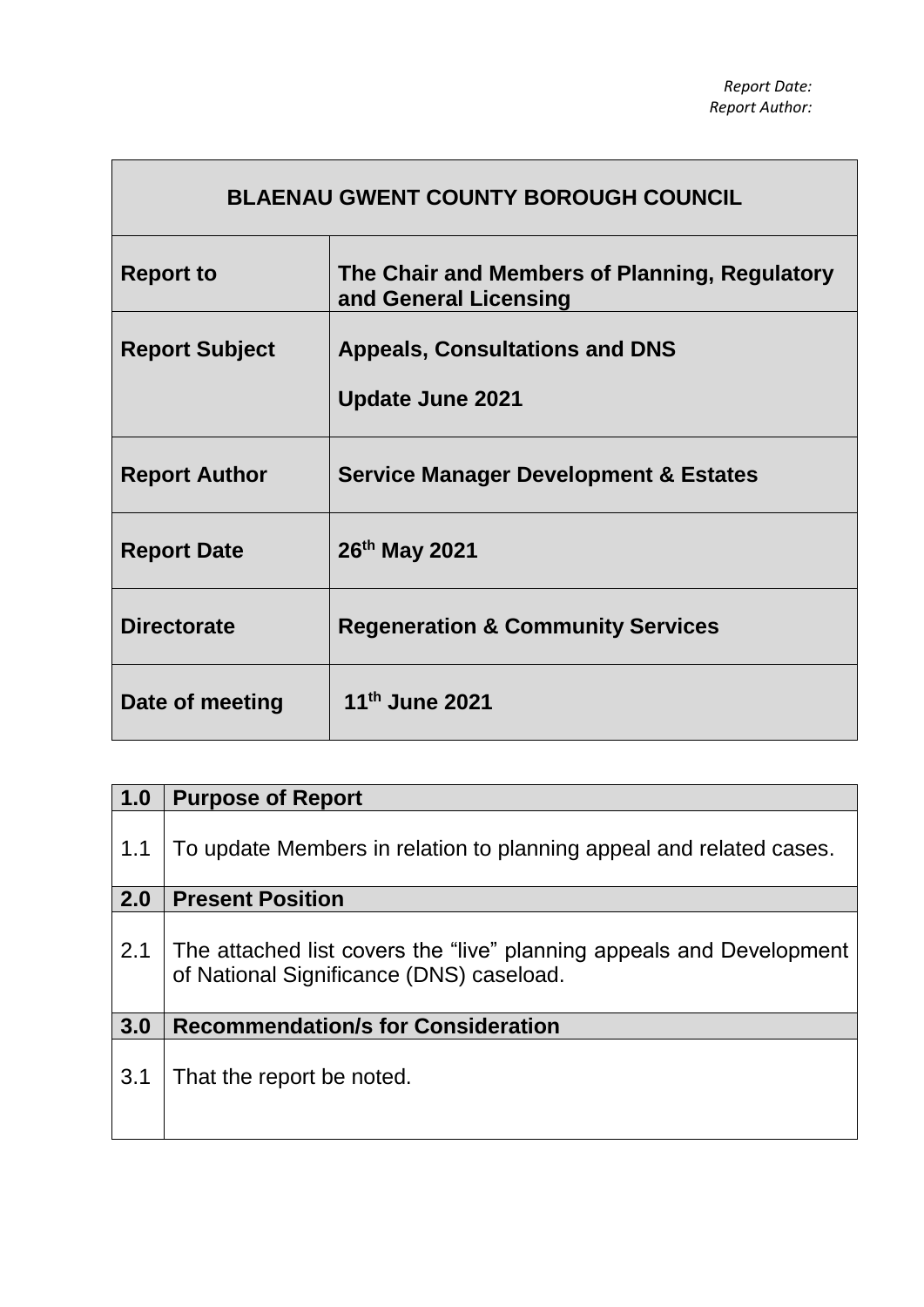*Report Date:*
*Report Author:*

| BLAENAU GWENT COUNTY BOROUGH COUNCIL | |
|---|---|
| **Report to** | **The Chair and Members of Planning, Regulatory and General Licensing** |
| **Report Subject** | **Appeals, Consultations and DNS**<br><br>**Update June 2021** |
| **Report Author** | **Service Manager Development & Estates** |
| **Report Date** | **26th May 2021** |
| **Directorate** | **Regeneration & Community Services** |
| **Date of meeting** | **11th June 2021** |

| **1.0** | **Purpose of Report** |
|---|---|
| 1.1 | To update Members in relation to planning appeal and related cases. |
| **2.0** | **Present Position** |
| 2.1 | The attached list covers the "live" planning appeals and Development of National Significance (DNS) caseload. |
| **3.0** | **Recommendation/s for Consideration** |
| 3.1 | That the report be noted. |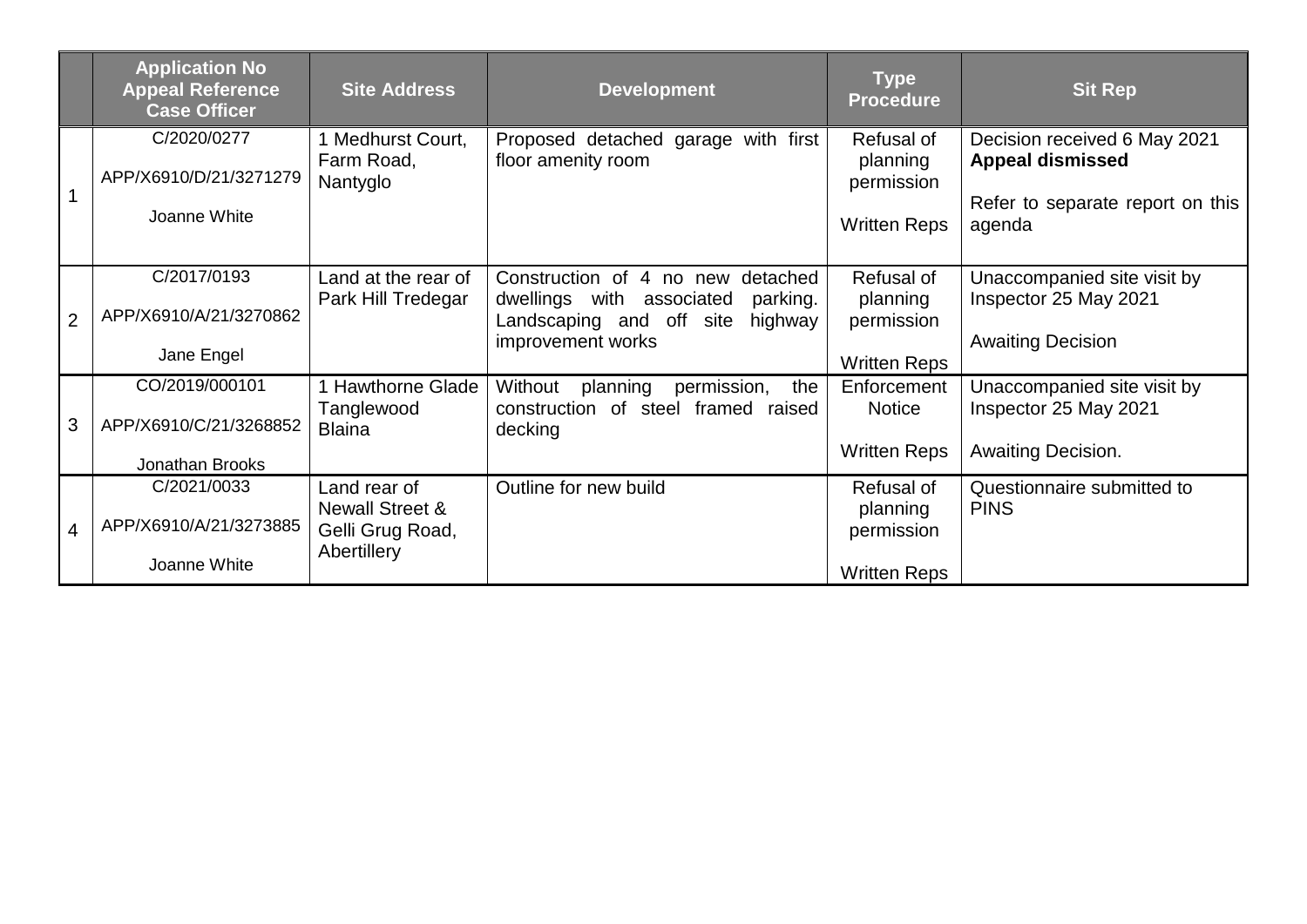| | Application No<br>Appeal Reference<br>Case Officer | Site Address | Development | Type<br>Procedure | Sit Rep |
|---|---|---|---|---|---|
| 1 | C/2020/0277<br><br>APP/X6910/D/21/3271279<br><br>Joanne White | 1 Medhurst Court, Farm Road, Nantyglo | Proposed detached garage with first floor amenity room | Refusal of planning permission<br><br>Written Reps | Decision received 6 May 2021<br>**Appeal dismissed**<br><br>Refer to separate report on this agenda |
| 2 | C/2017/0193<br><br>APP/X6910/A/21/3270862<br><br>Jane Engel | Land at the rear of Park Hill Tredegar | Construction of 4 no new detached dwellings with associated parking. Landscaping and off site highway improvement works | Refusal of planning permission<br><br>Written Reps | Unaccompanied site visit by Inspector 25 May 2021<br><br>Awaiting Decision |
| 3 | CO/2019/000101<br><br>APP/X6910/C/21/3268852<br><br>Jonathan Brooks | 1 Hawthorne Glade Tanglewood Blaina | Without planning permission, the construction of steel framed raised decking | Enforcement Notice<br><br>Written Reps | Unaccompanied site visit by Inspector 25 May 2021<br><br>Awaiting Decision. |
| 4 | C/2021/0033<br><br>APP/X6910/A/21/3273885<br><br>Joanne White | Land rear of Newall Street & Gelli Grug Road, Abertillery | Outline for new build | Refusal of planning permission<br><br>Written Reps | Questionnaire submitted to PINS |